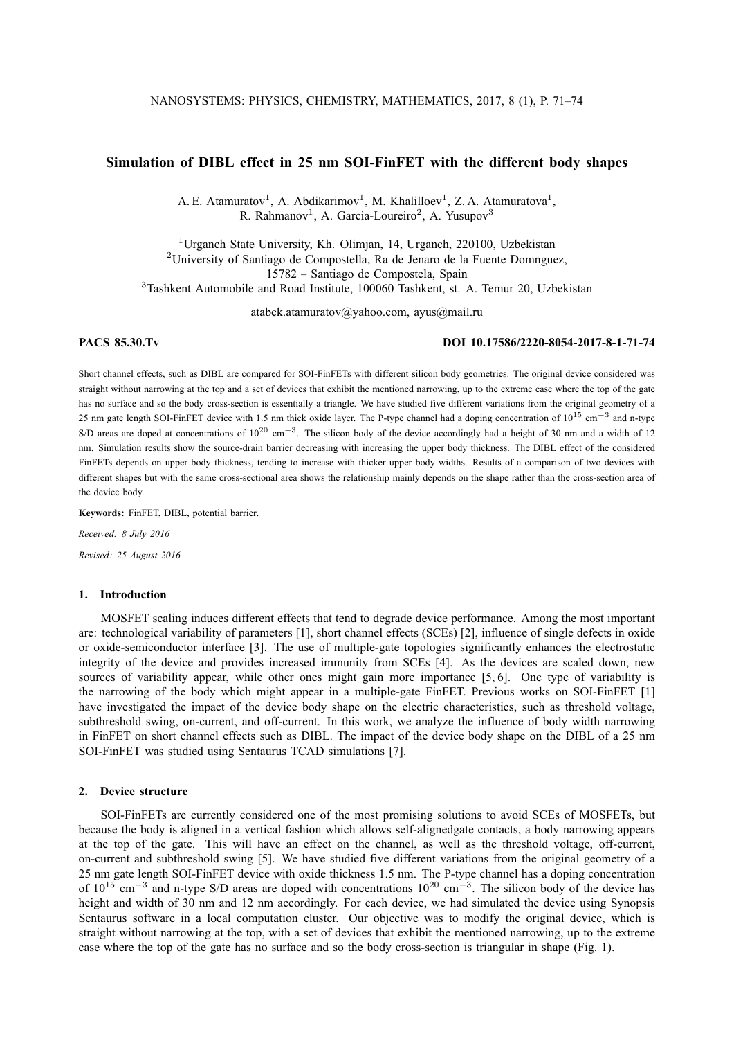# Simulation of DIBL effect in 25 nm SOI-FinFET with the different body shapes

A. E. Atamuratov[1], A. Abdikarimov[1], M. Khalilloev[1], Z. A. Atamuratova[1], R. Rahmanov[1], A. Garcia-Loureiro[2], A. Yusupov[3]

[1]Urganch State University, Kh. Olimjan, 14, Urganch, 220100, Uzbekistan
[2]University of Santiago de Compostella, Ra de Jenaro de la Fuente Domnguez, 15782 – Santiago de Compostela, Spain
[3]Tashkent Automobile and Road Institute, 100060 Tashkent, st. A. Temur 20, Uzbekistan

atabek.atamuratov@yahoo.com, ayus@mail.ru

**PACS 85.30.Tv** **DOI 10.17586/2220-8054-2017-8-1-71-74**

Short channel effects, such as DIBL are compared for SOI-FinFETs with different silicon body geometries. The original device considered was straight without narrowing at the top and a set of devices that exhibit the mentioned narrowing, up to the extreme case where the top of the gate has no surface and so the body cross-section is essentially a triangle. We have studied five different variations from the original geometry of a 25 nm gate length SOI-FinFET device with 1.5 nm thick oxide layer. The P-type channel had a doping concentration of $10^{15}$ cm$^{-3}$ and n-type S/D areas are doped at concentrations of $10^{20}$ cm$^{-3}$. The silicon body of the device accordingly had a height of 30 nm and a width of 12 nm. Simulation results show the source-drain barrier decreasing with increasing the upper body thickness. The DIBL effect of the considered FinFETs depends on upper body thickness, tending to increase with thicker upper body widths. Results of a comparison of two devices with different shapes but with the same cross-sectional area shows the relationship mainly depends on the shape rather than the cross-section area of the device body.

**Keywords:** FinFET, DIBL, potential barrier.

*Received: 8 July 2016*

*Revised: 25 August 2016*

## 1. Introduction

MOSFET scaling induces different effects that tend to degrade device performance. Among the most important are: technological variability of parameters [1], short channel effects (SCEs) [2], influence of single defects in oxide or oxide-semiconductor interface [3]. The use of multiple-gate topologies significantly enhances the electrostatic integrity of the device and provides increased immunity from SCEs [4]. As the devices are scaled down, new sources of variability appear, while other ones might gain more importance [5, 6]. One type of variability is the narrowing of the body which might appear in a multiple-gate FinFET. Previous works on SOI-FinFET [1] have investigated the impact of the device body shape on the electric characteristics, such as threshold voltage, subthreshold swing, on-current, and off-current. In this work, we analyze the influence of body width narrowing in FinFET on short channel effects such as DIBL. The impact of the device body shape on the DIBL of a 25 nm SOI-FinFET was studied using Sentaurus TCAD simulations [7].

## 2. Device structure

SOI-FinFETs are currently considered one of the most promising solutions to avoid SCEs of MOSFETs, but because the body is aligned in a vertical fashion which allows self-alignedgate contacts, a body narrowing appears at the top of the gate. This will have an effect on the channel, as well as the threshold voltage, off-current, on-current and subthreshold swing [5]. We have studied five different variations from the original geometry of a 25 nm gate length SOI-FinFET device with oxide thickness 1.5 nm. The P-type channel has a doping concentration of $10^{15}$ cm$^{-3}$ and n-type S/D areas are doped with concentrations $10^{20}$ cm$^{-3}$. The silicon body of the device has height and width of 30 nm and 12 nm accordingly. For each device, we had simulated the device using Synopsis Sentaurus software in a local computation cluster. Our objective was to modify the original device, which is straight without narrowing at the top, with a set of devices that exhibit the mentioned narrowing, up to the extreme case where the top of the gate has no surface and so the body cross-section is triangular in shape (Fig. 1).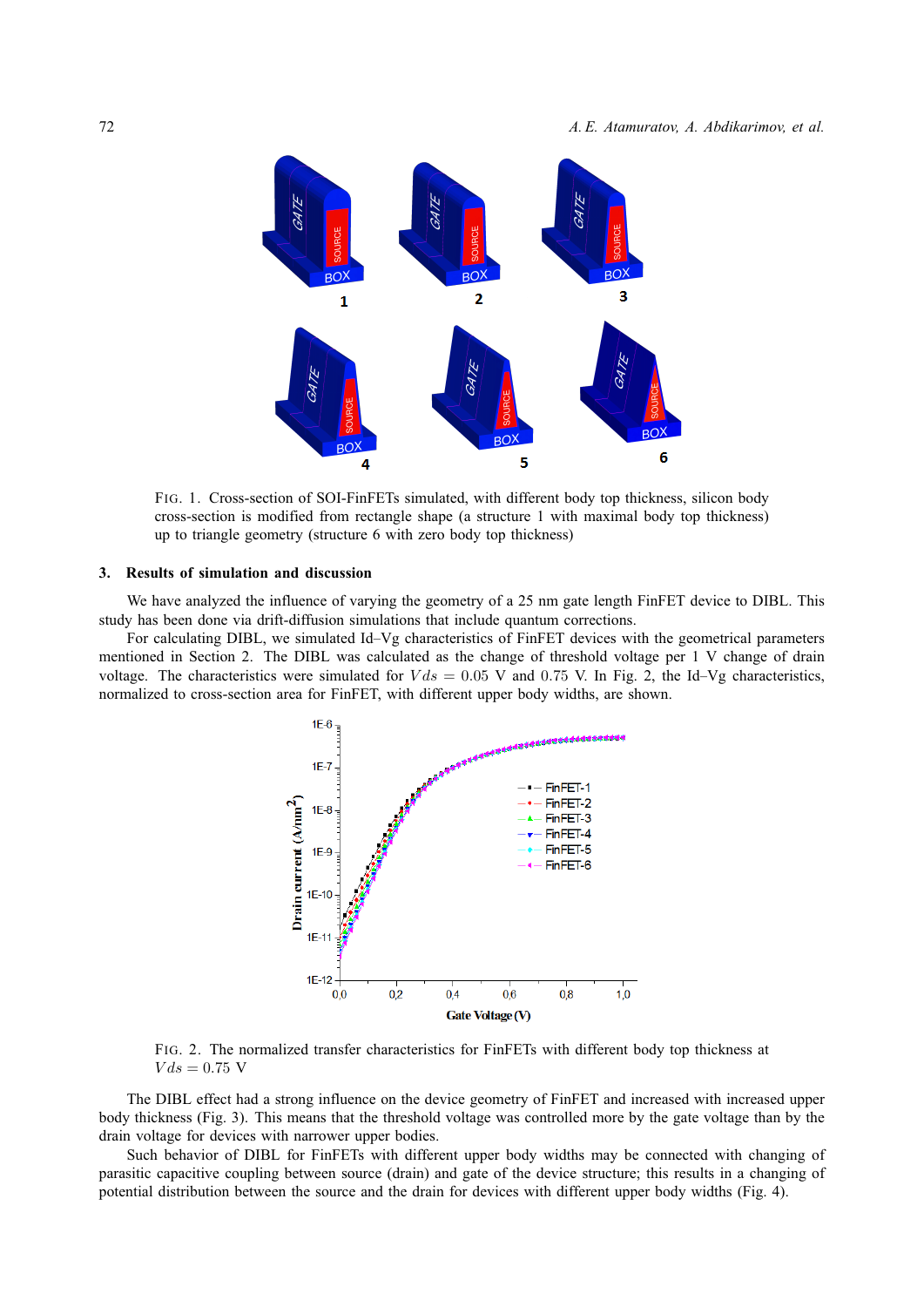FIG. 1. Cross-section of SOI-FinFETs simulated, with different body top thickness, silicon body cross-section is modified from rectangle shape (a structure 1 with maximal body top thickness) up to triangle geometry (structure 6 with zero body top thickness)

## 3. Results of simulation and discussion

We have analyzed the influence of varying the geometry of a 25 nm gate length FinFET device to DIBL. This study has been done via drift-diffusion simulations that include quantum corrections.

For calculating DIBL, we simulated Id–Vg characteristics of FinFET devices with the geometrical parameters mentioned in Section 2. The DIBL was calculated as the change of threshold voltage per 1 V change of drain voltage. The characteristics were simulated for $Vds = 0.05$ V and $0.75$ V. In Fig. 2, the Id–Vg characteristics, normalized to cross-section area for FinFET, with different upper body widths, are shown.

FIG. 2. The normalized transfer characteristics for FinFETs with different body top thickness at $Vds = 0.75$ V

The DIBL effect had a strong influence on the device geometry of FinFET and increased with increased upper body thickness (Fig. 3). This means that the threshold voltage was controlled more by the gate voltage than by the drain voltage for devices with narrower upper bodies.

Such behavior of DIBL for FinFETs with different upper body widths may be connected with changing of parasitic capacitive coupling between source (drain) and gate of the device structure; this results in a changing of potential distribution between the source and the drain for devices with different upper body widths (Fig. 4).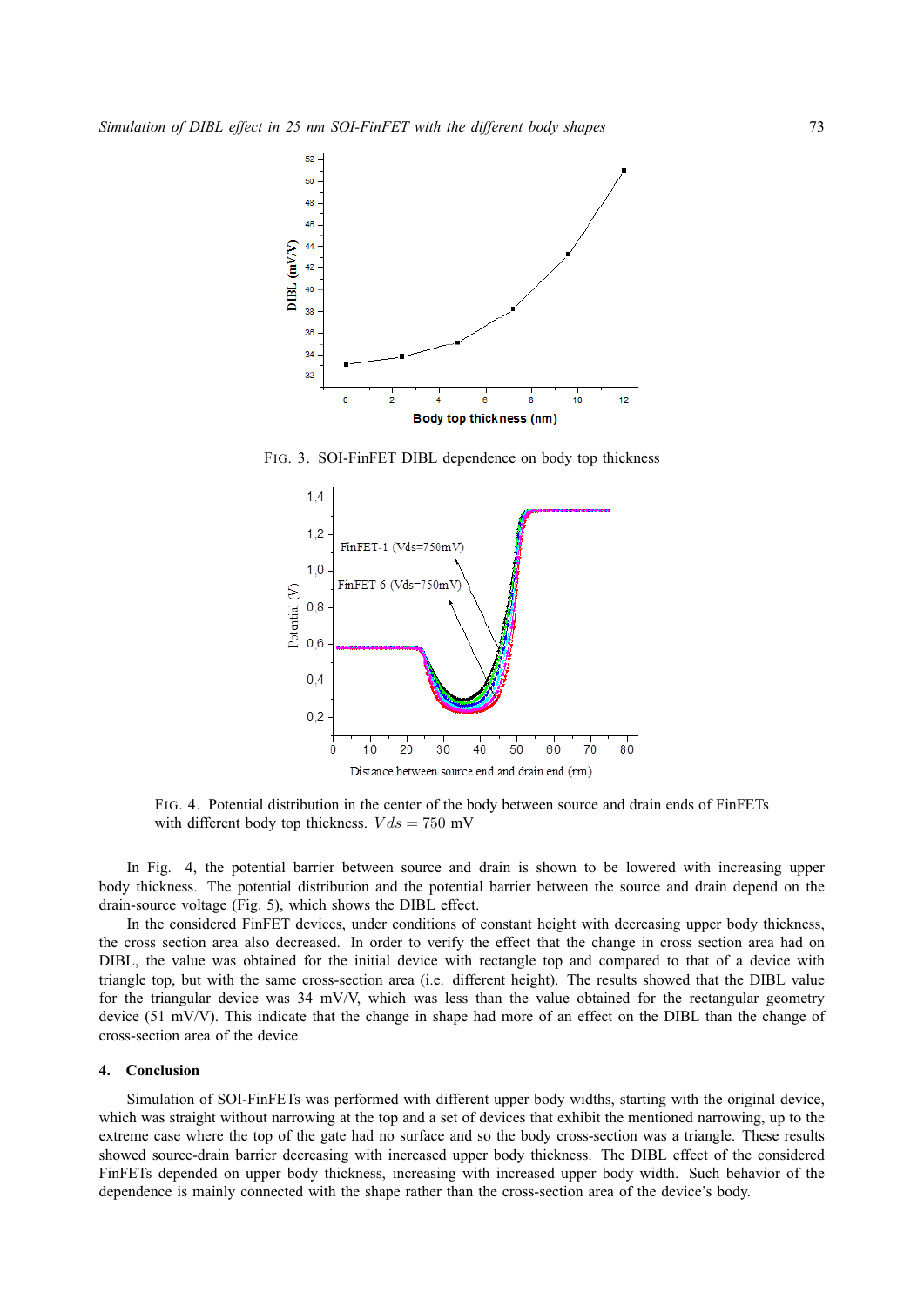FIG. 3. SOI-FinFET DIBL dependence on body top thickness

FIG. 4. Potential distribution in the center of the body between source and drain ends of FinFETs with different body top thickness. $Vds = 750$ mV

In Fig. 4, the potential barrier between source and drain is shown to be lowered with increasing upper body thickness. The potential distribution and the potential barrier between the source and drain depend on the drain-source voltage (Fig. 5), which shows the DIBL effect.

In the considered FinFET devices, under conditions of constant height with decreasing upper body thickness, the cross section area also decreased. In order to verify the effect that the change in cross section area had on DIBL, the value was obtained for the initial device with rectangle top and compared to that of a device with triangle top, but with the same cross-section area (i.e. different height). The results showed that the DIBL value for the triangular device was 34 mV/V, which was less than the value obtained for the rectangular geometry device (51 mV/V). This indicate that the change in shape had more of an effect on the DIBL than the change of cross-section area of the device.

## 4. Conclusion

Simulation of SOI-FinFETs was performed with different upper body widths, starting with the original device, which was straight without narrowing at the top and a set of devices that exhibit the mentioned narrowing, up to the extreme case where the top of the gate had no surface and so the body cross-section was a triangle. These results showed source-drain barrier decreasing with increased upper body thickness. The DIBL effect of the considered FinFETs depended on upper body thickness, increasing with increased upper body width. Such behavior of the dependence is mainly connected with the shape rather than the cross-section area of the device's body.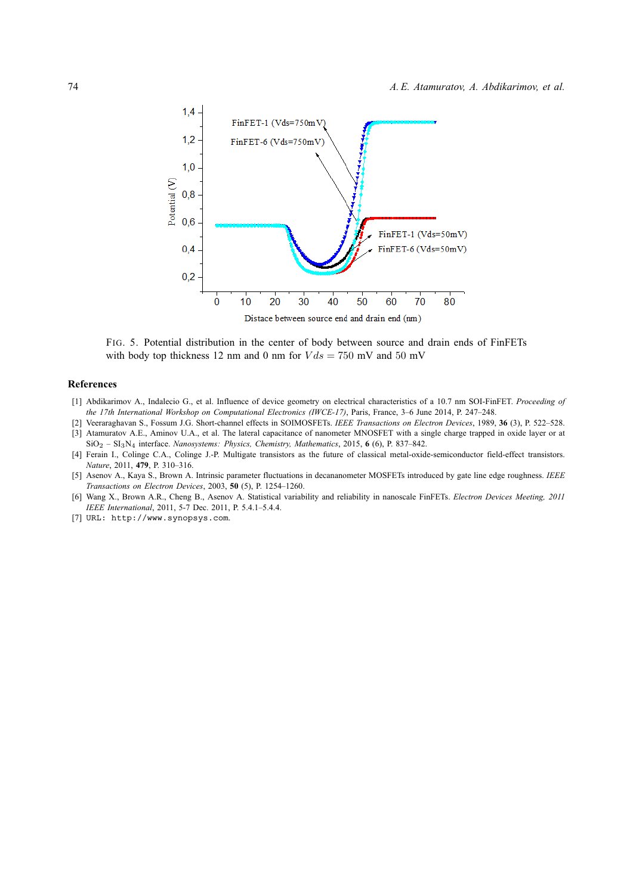1,4
1,2
1,0
0,8
0,6
0,4
0,2
Potential (V)
0 10 20 30 40 50 60 70 80
Distace between source end and drain end (nm)
FinFET-1 (Vds=750mV)
FinFET-6 (Vds=750mV)
FinFET-1 (Vds=50mV)
FinFET-6 (Vds=50mV)

FIG. 5. Potential distribution in the center of body between source and drain ends of FinFETs with body top thickness 12 nm and 0 nm for $Vds = 750$ mV and $50$ mV

## References

[1] Abdikarimov A., Indalecio G., et al. Influence of device geometry on electrical characteristics of a 10.7 nm SOI-FinFET. *Proceeding of the 17th International Workshop on Computational Electronics (IWCE-17)*, Paris, France, 3–6 June 2014, P. 247–248.

[2] Veeraraghavan S., Fossum J.G. Short-channel effects in SOIMOSFETs. *IEEE Transactions on Electron Devices*, 1989, **36** (3), P. 522–528.

[3] Atamuratov A.E., Aminov U.A., et al. The lateral capacitance of nanometer MNOSFET with a single charge trapped in oxide layer or at $SiO_2 - SI_3N_4$ interface. *Nanosystems: Physics, Chemistry, Mathematics*, 2015, **6** (6), P. 837–842.

[4] Ferain I., Colinge C.A., Colinge J.-P. Multigate transistors as the future of classical metal-oxide-semiconductor field-effect transistors. *Nature*, 2011, **479**, P. 310–316.

[5] Asenov A., Kaya S., Brown A. Intrinsic parameter fluctuations in decananometer MOSFETs introduced by gate line edge roughness. *IEEE Transactions on Electron Devices*, 2003, **50** (5), P. 1254–1260.

[6] Wang X., Brown A.R., Cheng B., Asenov A. Statistical variability and reliability in nanoscale FinFETs. *Electron Devices Meeting, 2011 IEEE International*, 2011, 5-7 Dec. 2011, P. 5.4.1–5.4.4.

[7] URL: `http://www.synopsys.com`.